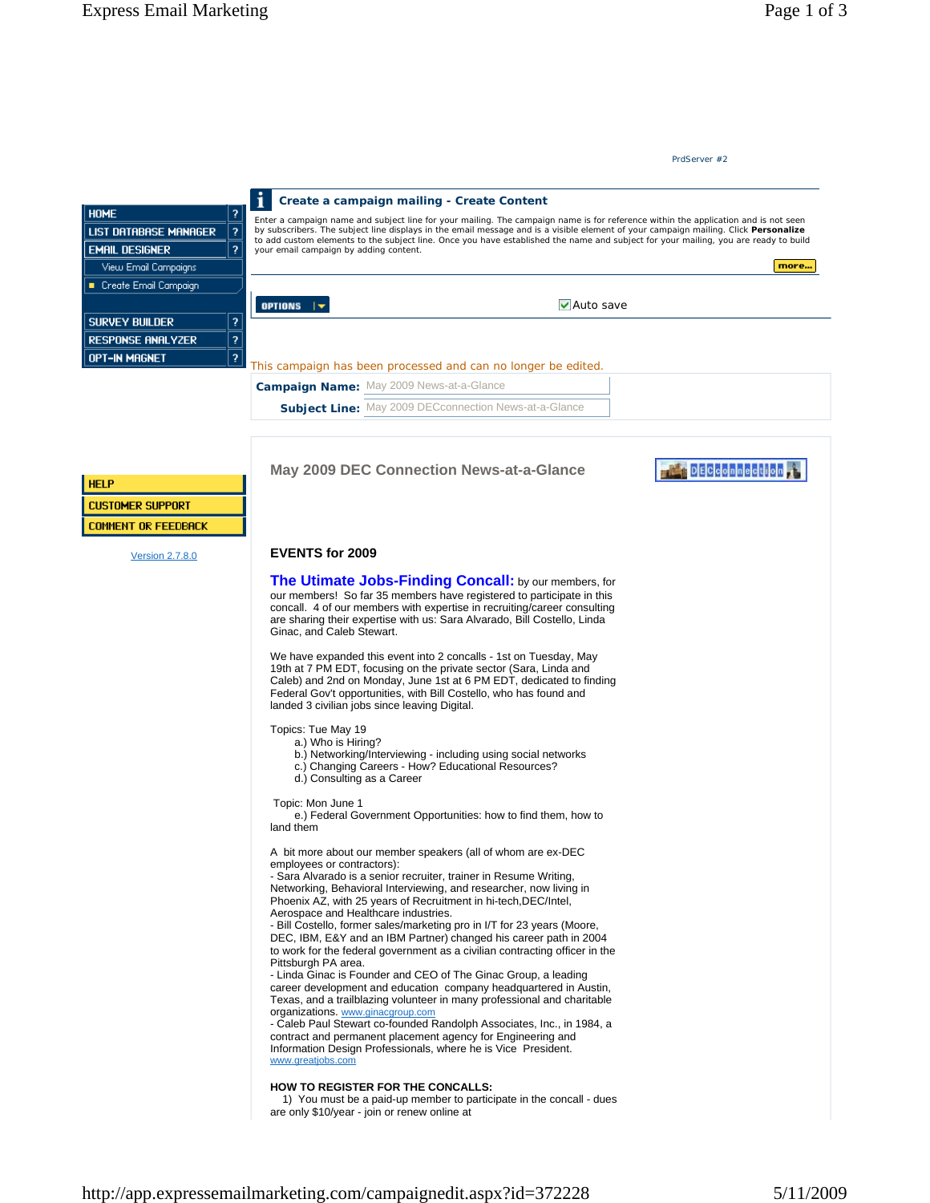PrdServer #2

- HOME ?
- LIST DATABASE MANAGER ?
- EMAIL DESIGNER ?
  - View Email Campaigns
  - Create Email Campaign
- SURVEY BUILDER ?
- RESPONSE ANALYZER ?
- OPT-IN MAGNET ?

## Create a campaign mailing - Create Content

Enter a campaign name and subject line for your mailing. The campaign name is for reference within the application and is not seen by subscribers. The subject line displays in the email message and is a visible element of your campaign mailing. Click **Personalize** to add custom elements to the subject line. Once you have established the name and subject for your mailing, you are ready to build your email campaign by adding content.

more...

OPTIONS

Auto save

This campaign has been processed and can no longer be edited.

**Campaign Name:** May 2009 News-at-a-Glance

**Subject Line:** May 2009 DECconnection News-at-a-Glance

- HELP
- CUSTOMER SUPPORT
- COMMENT OR FEEDBACK

Version 2.7.8.0

## May 2009 DEC Connection News-at-a-Glance

DECconnection

### EVENTS for 2009

**The Utimate Jobs-Finding Concall:** by our members, for our members! So far 35 members have registered to participate in this concall. 4 of our members with expertise in recruiting/career consulting are sharing their expertise with us: Sara Alvarado, Bill Costello, Linda Ginac, and Caleb Stewart.

We have expanded this event into 2 concalls - 1st on Tuesday, May 19th at 7 PM EDT, focusing on the private sector (Sara, Linda and Caleb) and 2nd on Monday, June 1st at 6 PM EDT, dedicated to finding Federal Gov't opportunities, with Bill Costello, who has found and landed 3 civilian jobs since leaving Digital.

Topics: Tue May 19

a.) Who is Hiring?
b.) Networking/Interviewing - including using social networks
c.) Changing Careers - How? Educational Resources?
d.) Consulting as a Career

Topic: Mon June 1

e.) Federal Government Opportunities: how to find them, how to land them

A bit more about our member speakers (all of whom are ex-DEC employees or contractors):
- Sara Alvarado is a senior recruiter, trainer in Resume Writing, Networking, Behavioral Interviewing, and researcher, now living in Phoenix AZ, with 25 years of Recruitment in hi-tech,DEC/Intel, Aerospace and Healthcare industries.
- Bill Costello, former sales/marketing pro in I/T for 23 years (Moore, DEC, IBM, E&Y and an IBM Partner) changed his career path in 2004 to work for the federal government as a civilian contracting officer in the Pittsburgh PA area.
- Linda Ginac is Founder and CEO of The Ginac Group, a leading career development and education company headquartered in Austin, Texas, and a trailblazing volunteer in many professional and charitable organizations. www.ginacgroup.com
- Caleb Paul Stewart co-founded Randolph Associates, Inc., in 1984, a contract and permanent placement agency for Engineering and Information Design Professionals, where he is Vice President. www.greatjobs.com

**HOW TO REGISTER FOR THE CONCALLS:**

1) You must be a paid-up member to participate in the concall - dues are only $10/year - join or renew online at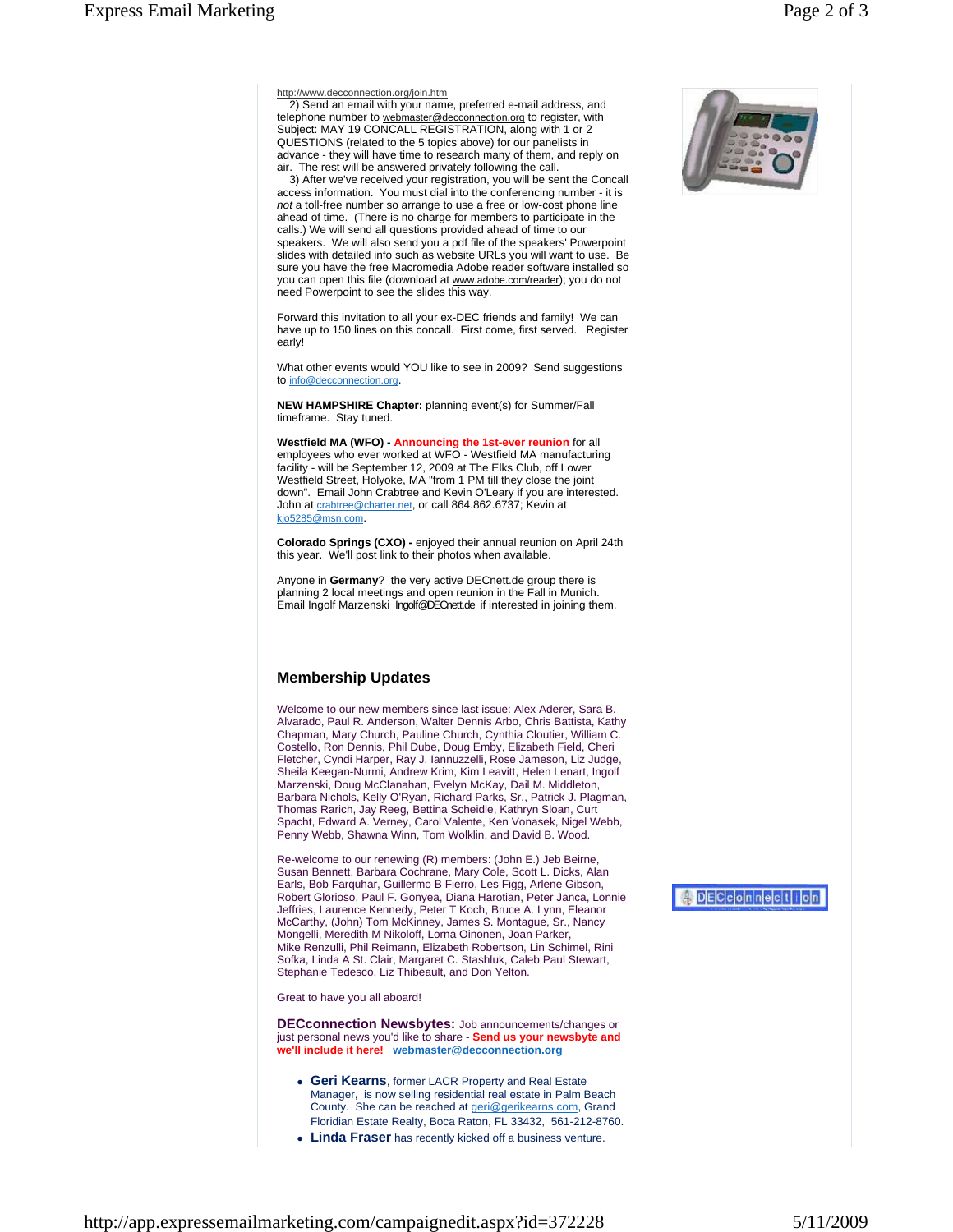http://www.decconnection.org/join.htm

2) Send an email with your name, preferred e-mail address, and telephone number to webmaster@decconnection.org to register, with Subject: MAY 19 CONCALL REGISTRATION, along with 1 or 2 QUESTIONS (related to the 5 topics above) for our panelists in advance - they will have time to research many of them, and reply on air. The rest will be answered privately following the call.

3) After we've received your registration, you will be sent the Concall access information. You must dial into the conferencing number - it is *not* a toll-free number so arrange to use a free or low-cost phone line ahead of time. (There is no charge for members to participate in the calls.) We will send all questions provided ahead of time to our speakers. We will also send you a pdf file of the speakers' Powerpoint slides with detailed info such as website URLs you will want to use. Be sure you have the free Macromedia Adobe reader software installed so you can open this file (download at www.adobe.com/reader); you do not need Powerpoint to see the slides this way.

Forward this invitation to all your ex-DEC friends and family! We can have up to 150 lines on this concall. First come, first served. Register early!

What other events would YOU like to see in 2009? Send suggestions to info@decconnection.org.

**NEW HAMPSHIRE Chapter:** planning event(s) for Summer/Fall timeframe. Stay tuned.

**Westfield MA (WFO) - Announcing the 1st-ever reunion** for all employees who ever worked at WFO - Westfield MA manufacturing facility - will be September 12, 2009 at The Elks Club, off Lower Westfield Street, Holyoke, MA "from 1 PM till they close the joint down". Email John Crabtree and Kevin O'Leary if you are interested. John at crabtree@charter.net, or call 864.862.6737; Kevin at kjo5285@msn.com.

**Colorado Springs (CXO) -** enjoyed their annual reunion on April 24th this year. We'll post link to their photos when available.

Anyone in **Germany**? the very active DECnett.de group there is planning 2 local meetings and open reunion in the Fall in Munich. Email Ingolf Marzenski Ingolf@DECnett.de if interested in joining them.

## Membership Updates

Welcome to our new members since last issue: Alex Aderer, Sara B. Alvarado, Paul R. Anderson, Walter Dennis Arbo, Chris Battista, Kathy Chapman, Mary Church, Pauline Church, Cynthia Cloutier, William C. Costello, Ron Dennis, Phil Dube, Doug Emby, Elizabeth Field, Cheri Fletcher, Cyndi Harper, Ray J. Iannuzzelli, Rose Jameson, Liz Judge, Sheila Keegan-Nurmi, Andrew Krim, Kim Leavitt, Helen Lenart, Ingolf Marzenski, Doug McClanahan, Evelyn McKay, Dail M. Middleton, Barbara Nichols, Kelly O'Ryan, Richard Parks, Sr., Patrick J. Plagman, Thomas Rarich, Jay Reeg, Bettina Scheidle, Kathryn Sloan, Curt Spacht, Edward A. Verney, Carol Valente, Ken Vonasek, Nigel Webb, Penny Webb, Shawna Winn, Tom Wolklin, and David B. Wood.

Re-welcome to our renewing (R) members: (John E.) Jeb Beirne, Susan Bennett, Barbara Cochrane, Mary Cole, Scott L. Dicks, Alan Earls, Bob Farquhar, Guillermo B Fierro, Les Figg, Arlene Gibson, Robert Glorioso, Paul F. Gonyea, Diana Harotian, Peter Janca, Lonnie Jeffries, Laurence Kennedy, Peter T Koch, Bruce A. Lynn, Eleanor McCarthy, (John) Tom McKinney, James S. Montague, Sr., Nancy Mongelli, Meredith M Nikoloff, Lorna Oinonen, Joan Parker, Mike Renzulli, Phil Reimann, Elizabeth Robertson, Lin Schimel, Rini Sofka, Linda A St. Clair, Margaret C. Stashluk, Caleb Paul Stewart, Stephanie Tedesco, Liz Thibeault, and Don Yelton.

Great to have you all aboard!

**DECconnection Newsbytes:** Job announcements/changes or just personal news you'd like to share - **Send us your newsbyte and we'll include it here!** **webmaster@decconnection.org**

- **Geri Kearns**, former LACR Property and Real Estate Manager, is now selling residential real estate in Palm Beach County. She can be reached at geri@gerikearns.com, Grand Floridian Estate Realty, Boca Raton, FL 33432, 561-212-8760.
- **Linda Fraser** has recently kicked off a business venture.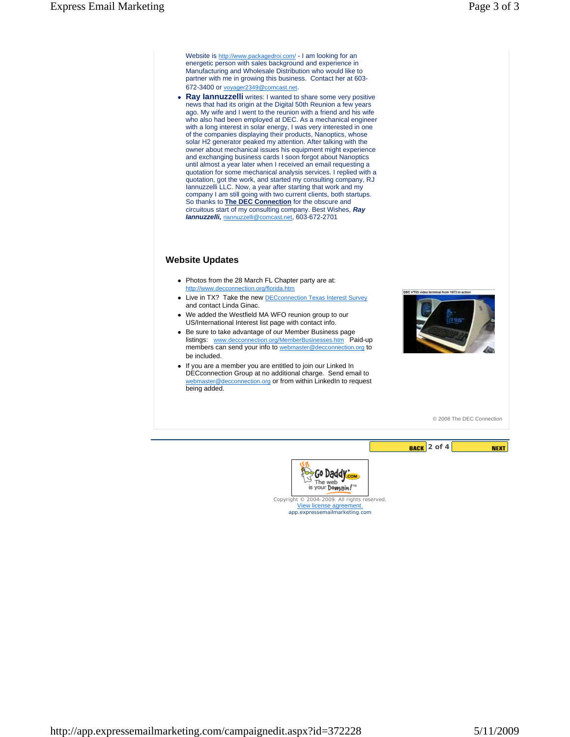Website is http://www.packagedroi.com/ - I am looking for an energetic person with sales background and experience in Manufacturing and Wholesale Distribution who would like to partner with me in growing this business. Contact her at 603-672-3400 or voyager2349@comcast.net.

- **Ray Iannuzzelli** writes: I wanted to share some very positive news that had its origin at the Digital 50th Reunion a few years ago. My wife and I went to the reunion with a friend and his wife who also had been employed at DEC. As a mechanical engineer with a long interest in solar energy, I was very interested in one of the companies displaying their products, Nanoptics, whose solar H2 generator peaked my attention. After talking with the owner about mechanical issues his equipment might experience and exchanging business cards I soon forgot about Nanoptics until almost a year later when I received an email requesting a quotation for some mechanical analysis services. I replied with a quotation, got the work, and started my consulting company, RJ Iannuzzelli LLC. Now, a year after starting that work and my company I am still going with two current clients, both startups. So thanks to **The DEC Connection** for the obscure and circuitous start of my consulting company. Best Wishes, ***Ray Iannuzzelli,*** riannuzzelli@comcast.net, 603-672-2701

## Website Updates

- Photos from the 28 March FL Chapter party are at: http://www.decconnection.org/florida.htm
- Live in TX? Take the new DECconnection Texas Interest Survey and contact Linda Ginac.
- We added the Westfield MA WFO reunion group to our US/International Interest list page with contact info.
- Be sure to take advantage of our Member Business page listings: www.decconnection.org/MemberBusinesses.htm Paid-up members can send your info to webmaster@decconnection.org to be included.
- If you are a member you are entitled to join our Linked In DECconnection Group at no additional charge. Send email to webmaster@decconnection.org or from within LinkedIn to request being added.

DEC VT05 video terminal from 1973 in action

© 2008 The DEC Connection

BACK 2 of 4 NEXT

Copyright © 2004-2009. All rights reserved.
View license agreement.
app.expressemailmarketing.com